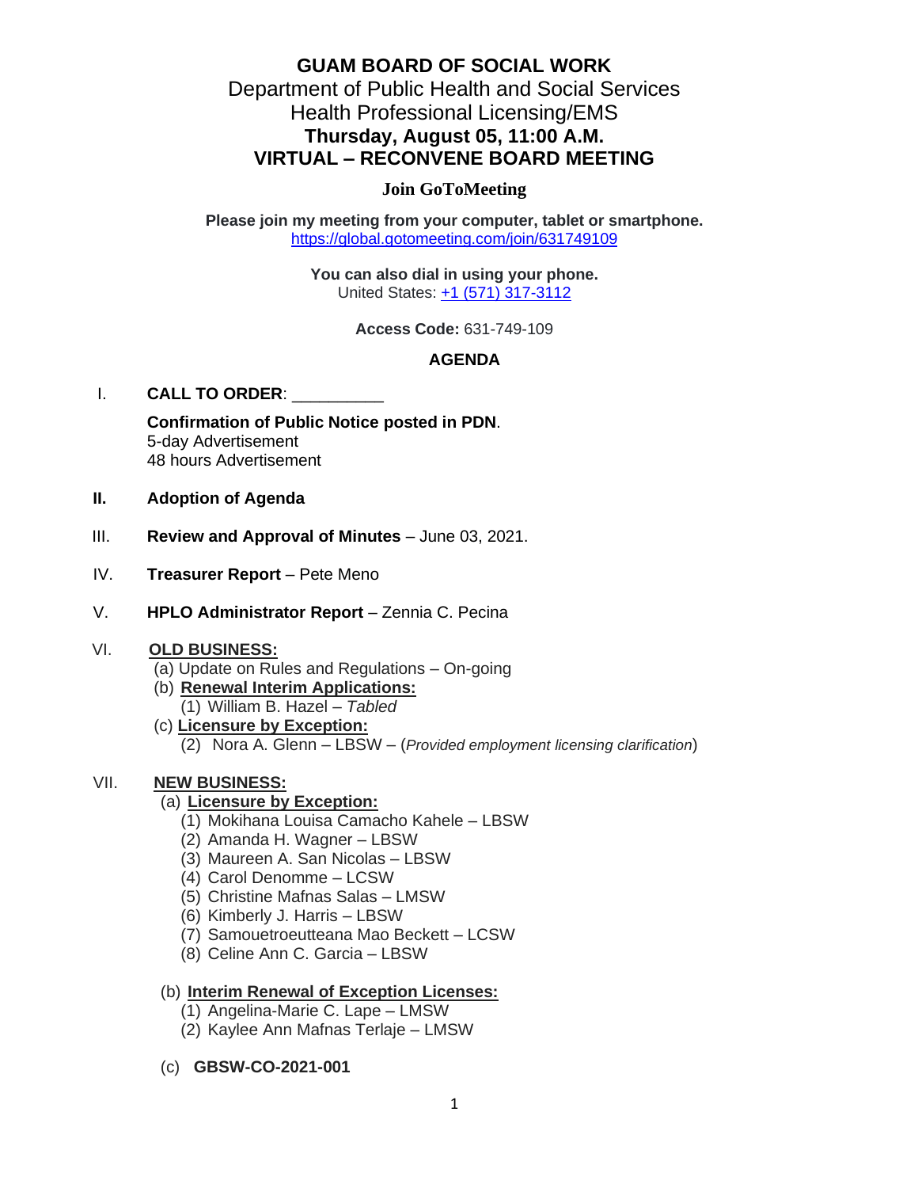# GUAM BOARD OF SOCIAL WORK

Department of Public Health and Social Services
Health Professional Licensing/EMS
**Thursday, August 05, 11:00 A.M.**
**VIRTUAL – RECONVENE BOARD MEETING**

**Join GoToMeeting**

**Please join my meeting from your computer, tablet or smartphone.**
https://global.gotomeeting.com/join/631749109

**You can also dial in using your phone.**
United States: +1 (571) 317-3112

**Access Code:** 631-749-109

## AGENDA

I. **CALL TO ORDER**: __________

**Confirmation of Public Notice posted in PDN**.
5-day Advertisement
48 hours Advertisement

**II. Adoption of Agenda**

III. **Review and Approval of Minutes** – June 03, 2021.

IV. **Treasurer Report** – Pete Meno

V. **HPLO Administrator Report** – Zennia C. Pecina

VI. **OLD BUSINESS:**

- (a) Update on Rules and Regulations – On-going
- (b) **Renewal Interim Applications:**
  - (1) William B. Hazel – *Tabled*
- (c) **Licensure by Exception:**
  - (2) Nora A. Glenn – LBSW – (*Provided employment licensing clarification*)

VII. **NEW BUSINESS:**

- (a) **Licensure by Exception:**
  - (1) Mokihana Louisa Camacho Kahele – LBSW
  - (2) Amanda H. Wagner – LBSW
  - (3) Maureen A. San Nicolas – LBSW
  - (4) Carol Denomme – LCSW
  - (5) Christine Mafnas Salas – LMSW
  - (6) Kimberly J. Harris – LBSW
  - (7) Samouetroeutteana Mao Beckett – LCSW
  - (8) Celine Ann C. Garcia – LBSW
- (b) **Interim Renewal of Exception Licenses:**
  - (1) Angelina-Marie C. Lape – LMSW
  - (2) Kaylee Ann Mafnas Terlaje – LMSW
- (c) **GBSW-CO-2021-001**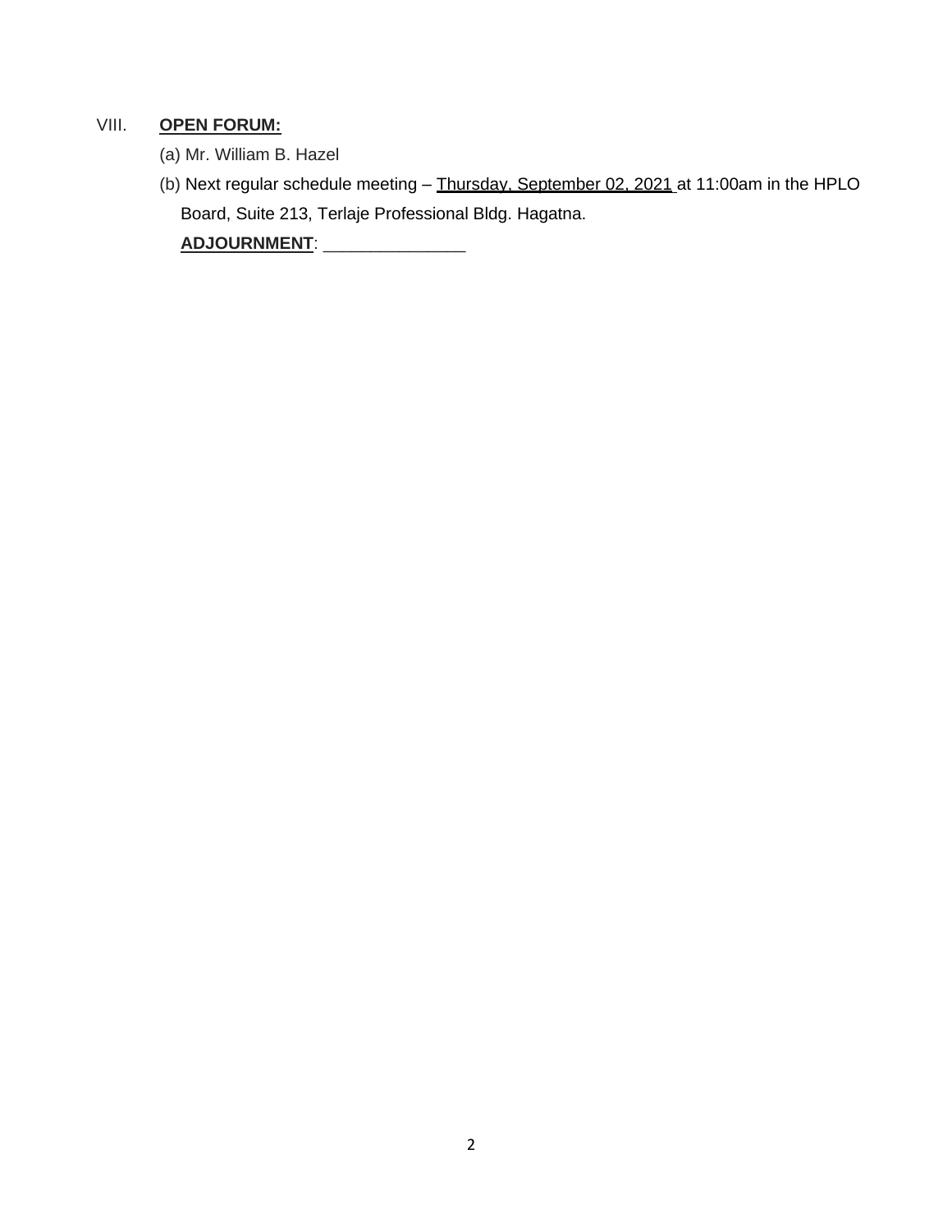VIII. **OPEN FORUM:**

(a) Mr. William B. Hazel

(b) Next regular schedule meeting – Thursday, September 02, 2021 at 11:00am in the HPLO Board, Suite 213, Terlaje Professional Bldg. Hagatna.

**ADJOURNMENT**: _______________